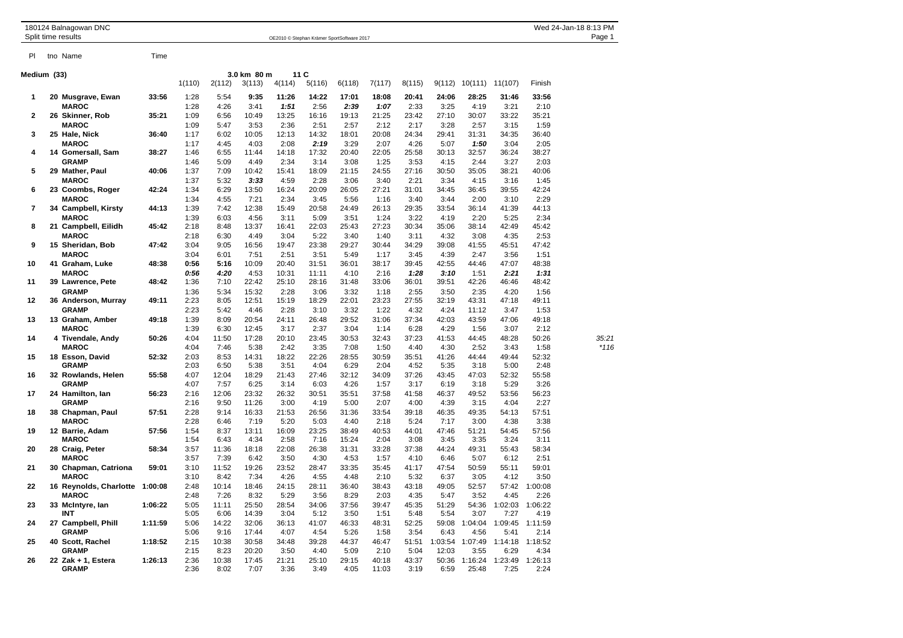180124 Balnagowan DNC
Split time results

OE2010 © Stephan Krämer SportSoftware 2017

Wed 24-Jan-18 8:13 PM

## Medium (33)

3.0 km 80 m 11 C

| Pl | tno Name | Time | 1(110) | 2(112) | 3(113) | 4(114) | 5(116) | 6(118) | 7(117) | 8(115) | 9(112) | 10(111) | 11(107) | Finish | |
|---|---|---|---|---|---|---|---|---|---|---|---|---|---|---|---|
| **1** | **20 Musgrave, Ewan** | **33:56** | 1:28 | 5:54 | **9:35** | **11:26** | 14:22 | 17:01 | 18:08 | 20:41 | 24:06 | 28:25 | 31:46 | 33:56 | |
| | **MAROC** | | 1:28 | 4:26 | 3:41 | ***1:51*** | 2:56 | ***2:39*** | ***1:07*** | 2:33 | 3:25 | 4:19 | 3:21 | 2:10 | |
| **2** | **26 Skinner, Rob** | **35:21** | 1:09 | 6:56 | 10:49 | 13:25 | 16:16 | 19:13 | 21:25 | 23:42 | 27:10 | 30:07 | 33:22 | 35:21 | |
| | **MAROC** | | 1:09 | 5:47 | 3:53 | 2:36 | 2:51 | 2:57 | 2:12 | 2:17 | 3:28 | 2:57 | 3:15 | 1:59 | |
| **3** | **25 Hale, Nick** | **36:40** | 1:17 | 6:02 | 10:05 | 12:13 | 14:32 | 18:01 | 20:08 | 24:34 | 29:41 | 31:31 | 34:35 | 36:40 | |
| | **MAROC** | | 1:17 | 4:45 | 4:03 | 2:08 | ***2:19*** | 3:29 | 2:07 | 4:26 | 5:07 | ***1:50*** | 3:04 | 2:05 | |
| **4** | **14 Gomersall, Sam** | **38:27** | 1:46 | 6:55 | 11:44 | 14:18 | 17:32 | 20:40 | 22:05 | 25:58 | 30:13 | 32:57 | 36:24 | 38:27 | |
| | **GRAMP** | | 1:46 | 5:09 | 4:49 | 2:34 | 3:14 | 3:08 | 1:25 | 3:53 | 4:15 | 2:44 | 3:27 | 2:03 | |
| **5** | **29 Mather, Paul** | **40:06** | 1:37 | 7:09 | 10:42 | 15:41 | 18:09 | 21:15 | 24:55 | 27:16 | 30:50 | 35:05 | 38:21 | 40:06 | |
| | **MAROC** | | 1:37 | 5:32 | ***3:33*** | 4:59 | 2:28 | 3:06 | 3:40 | 2:21 | 3:34 | 4:15 | 3:16 | 1:45 | |
| **6** | **23 Coombs, Roger** | **42:24** | 1:34 | 6:29 | 13:50 | 16:24 | 20:09 | 26:05 | 27:21 | 31:01 | 34:45 | 36:45 | 39:55 | 42:24 | |
| | **MAROC** | | 1:34 | 4:55 | 7:21 | 2:34 | 3:45 | 5:56 | 1:16 | 3:40 | 3:44 | 2:00 | 3:10 | 2:29 | |
| **7** | **34 Campbell, Kirsty** | **44:13** | 1:39 | 7:42 | 12:38 | 15:49 | 20:58 | 24:49 | 26:13 | 29:35 | 33:54 | 36:14 | 41:39 | 44:13 | |
| | **MAROC** | | 1:39 | 6:03 | 4:56 | 3:11 | 5:09 | 3:51 | 1:24 | 3:22 | 4:19 | 2:20 | 5:25 | 2:34 | |
| **8** | **21 Campbell, Eilidh** | **45:42** | 2:18 | 8:48 | 13:37 | 16:41 | 22:03 | 25:43 | 27:23 | 30:34 | 35:06 | 38:14 | 42:49 | 45:42 | |
| | **MAROC** | | 2:18 | 6:30 | 4:49 | 3:04 | 5:22 | 3:40 | 1:40 | 3:11 | 4:32 | 3:08 | 4:35 | 2:53 | |
| **9** | **15 Sheridan, Bob** | **47:42** | 3:04 | 9:05 | 16:56 | 19:47 | 23:38 | 29:27 | 30:44 | 34:29 | 39:08 | 41:55 | 45:51 | 47:42 | |
| | **MAROC** | | 3:04 | 6:01 | 7:51 | 2:51 | 3:51 | 5:49 | 1:17 | 3:45 | 4:39 | 2:47 | 3:56 | 1:51 | |
| **10** | **41 Graham, Luke** | **48:38** | **0:56** | **5:16** | 10:09 | 20:40 | 31:51 | 36:01 | 38:17 | 39:45 | 42:55 | 44:46 | 47:07 | 48:38 | |
| | **MAROC** | | ***0:56*** | ***4:20*** | 4:53 | 10:31 | 11:11 | 4:10 | 2:16 | ***1:28*** | ***3:10*** | 1:51 | ***2:21*** | ***1:31*** | |
| **11** | **39 Lawrence, Pete** | **48:42** | 1:36 | 7:10 | 22:42 | 25:10 | 28:16 | 31:48 | 33:06 | 36:01 | 39:51 | 42:26 | 46:46 | 48:42 | |
| | **GRAMP** | | 1:36 | 5:34 | 15:32 | 2:28 | 3:06 | 3:32 | 1:18 | 2:55 | 3:50 | 2:35 | 4:20 | 1:56 | |
| **12** | **36 Anderson, Murray** | **49:11** | 2:23 | 8:05 | 12:51 | 15:19 | 18:29 | 22:01 | 23:23 | 27:55 | 32:19 | 43:31 | 47:18 | 49:11 | |
| | **GRAMP** | | 2:23 | 5:42 | 4:46 | 2:28 | 3:10 | 3:32 | 1:22 | 4:32 | 4:24 | 11:12 | 3:47 | 1:53 | |
| **13** | **13 Graham, Amber** | **49:18** | 1:39 | 8:09 | 20:54 | 24:11 | 26:48 | 29:52 | 31:06 | 37:34 | 42:03 | 43:59 | 47:06 | 49:18 | |
| | **MAROC** | | 1:39 | 6:30 | 12:45 | 3:17 | 2:37 | 3:04 | 1:14 | 6:28 | 4:29 | 1:56 | 3:07 | 2:12 | |
| **14** | **4 Tivendale, Andy** | **50:26** | 4:04 | 11:50 | 17:28 | 20:10 | 23:45 | 30:53 | 32:43 | 37:23 | 41:53 | 44:45 | 48:28 | 50:26 | *35:21* |
| | **MAROC** | | 4:04 | 7:46 | 5:38 | 2:42 | 3:35 | 7:08 | 1:50 | 4:40 | 4:30 | 2:52 | 3:43 | 1:58 | **116* |
| **15** | **18 Esson, David** | **52:32** | 2:03 | 8:53 | 14:31 | 18:22 | 22:26 | 28:55 | 30:59 | 35:51 | 41:26 | 44:44 | 49:44 | 52:32 | |
| | **GRAMP** | | 2:03 | 6:50 | 5:38 | 3:51 | 4:04 | 6:29 | 2:04 | 4:52 | 5:35 | 3:18 | 5:00 | 2:48 | |
| **16** | **32 Rowlands, Helen** | **55:58** | 4:07 | 12:04 | 18:29 | 21:43 | 27:46 | 32:12 | 34:09 | 37:26 | 43:45 | 47:03 | 52:32 | 55:58 | |
| | **GRAMP** | | 4:07 | 7:57 | 6:25 | 3:14 | 6:03 | 4:26 | 1:57 | 3:17 | 6:19 | 3:18 | 5:29 | 3:26 | |
| **17** | **24 Hamilton, Ian** | **56:23** | 2:16 | 12:06 | 23:32 | 26:32 | 30:51 | 35:51 | 37:58 | 41:58 | 46:37 | 49:52 | 53:56 | 56:23 | |
| | **GRAMP** | | 2:16 | 9:50 | 11:26 | 3:00 | 4:19 | 5:00 | 2:07 | 4:00 | 4:39 | 3:15 | 4:04 | 2:27 | |
| **18** | **38 Chapman, Paul** | **57:51** | 2:28 | 9:14 | 16:33 | 21:53 | 26:56 | 31:36 | 33:54 | 39:18 | 46:35 | 49:35 | 54:13 | 57:51 | |
| | **MAROC** | | 2:28 | 6:46 | 7:19 | 5:20 | 5:03 | 4:40 | 2:18 | 5:24 | 7:17 | 3:00 | 4:38 | 3:38 | |
| **19** | **12 Barrie, Adam** | **57:56** | 1:54 | 8:37 | 13:11 | 16:09 | 23:25 | 38:49 | 40:53 | 44:01 | 47:46 | 51:21 | 54:45 | 57:56 | |
| | **MAROC** | | 1:54 | 6:43 | 4:34 | 2:58 | 7:16 | 15:24 | 2:04 | 3:08 | 3:45 | 3:35 | 3:24 | 3:11 | |
| **20** | **28 Craig, Peter** | **58:34** | 3:57 | 11:36 | 18:18 | 22:08 | 26:38 | 31:31 | 33:28 | 37:38 | 44:24 | 49:31 | 55:43 | 58:34 | |
| | **MAROC** | | 3:57 | 7:39 | 6:42 | 3:50 | 4:30 | 4:53 | 1:57 | 4:10 | 6:46 | 5:07 | 6:12 | 2:51 | |
| **21** | **30 Chapman, Catriona** | **59:01** | 3:10 | 11:52 | 19:26 | 23:52 | 28:47 | 33:35 | 35:45 | 41:17 | 47:54 | 50:59 | 55:11 | 59:01 | |
| | **MAROC** | | 3:10 | 8:42 | 7:34 | 4:26 | 4:55 | 4:48 | 2:10 | 5:32 | 6:37 | 3:05 | 4:12 | 3:50 | |
| **22** | **16 Reynolds, Charlotte** | **1:00:08** | 2:48 | 10:14 | 18:46 | 24:15 | 28:11 | 36:40 | 38:43 | 43:18 | 49:05 | 52:57 | 57:42 | 1:00:08 | |
| | **MAROC** | | 2:48 | 7:26 | 8:32 | 5:29 | 3:56 | 8:29 | 2:03 | 4:35 | 5:47 | 3:52 | 4:45 | 2:26 | |
| **23** | **33 McIntyre, Ian** | **1:06:22** | 5:05 | 11:11 | 25:50 | 28:54 | 34:06 | 37:56 | 39:47 | 45:35 | 51:29 | 54:36 | 1:02:03 | 1:06:22 | |
| | **INT** | | 5:05 | 6:06 | 14:39 | 3:04 | 5:12 | 3:50 | 1:51 | 5:48 | 5:54 | 3:07 | 7:27 | 4:19 | |
| **24** | **27 Campbell, Phill** | **1:11:59** | 5:06 | 14:22 | 32:06 | 36:13 | 41:07 | 46:33 | 48:31 | 52:25 | 59:08 | 1:04:04 | 1:09:45 | 1:11:59 | |
| | **GRAMP** | | 5:06 | 9:16 | 17:44 | 4:07 | 4:54 | 5:26 | 1:58 | 3:54 | 6:43 | 4:56 | 5:41 | 2:14 | |
| **25** | **40 Scott, Rachel** | **1:18:52** | 2:15 | 10:38 | 30:58 | 34:48 | 39:28 | 44:37 | 46:47 | 51:51 | 1:03:54 | 1:07:49 | 1:14:18 | 1:18:52 | |
| | **GRAMP** | | 2:15 | 8:23 | 20:20 | 3:50 | 4:40 | 5:09 | 2:10 | 5:04 | 12:03 | 3:55 | 6:29 | 4:34 | |
| **26** | **22 Zak + 1, Estera** | **1:26:13** | 2:36 | 10:38 | 17:45 | 21:21 | 25:10 | 29:15 | 40:18 | 43:37 | 50:36 | 1:16:24 | 1:23:49 | 1:26:13 | |
| | **GRAMP** | | 2:36 | 8:02 | 7:07 | 3:36 | 3:49 | 4:05 | 11:03 | 3:19 | 6:59 | 25:48 | 7:25 | 2:24 | |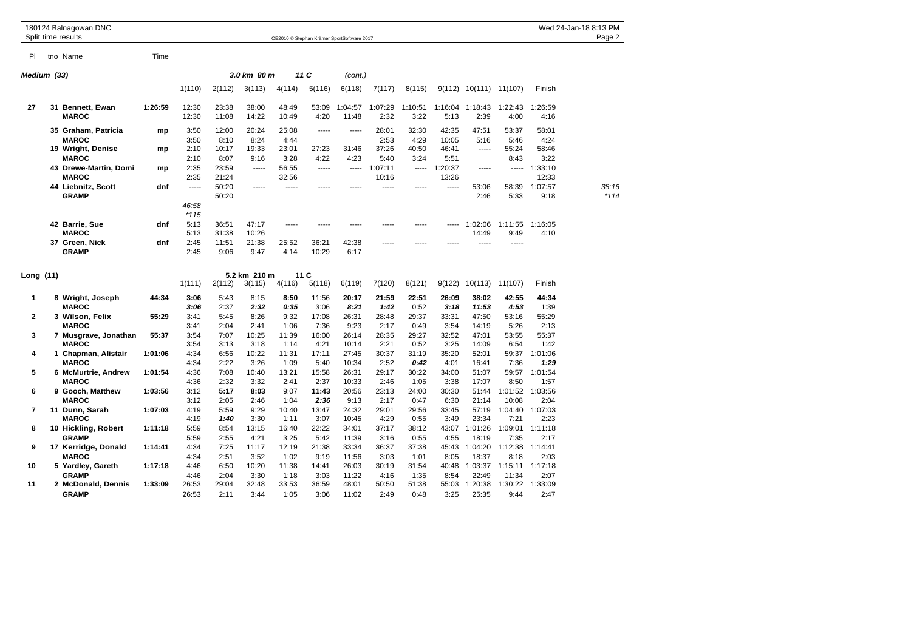**Medium (33)** 3.0 km 80 m 11 C (cont.)

| Pl | tno | Name | Time | 1(110) | 2(112) | 3(113) | 4(114) | 5(116) | 6(118) | 7(117) | 8(115) | 9(112) | 10(111) | 11(107) | Finish | |
|---|---|---|---|---|---|---|---|---|---|---|---|---|---|---|---|---|
| **27** | **31** | **Bennett, Ewan** | **1:26:59** | 12:30 | 23:38 | 38:00 | 48:49 | 53:09 | 1:04:57 | 1:07:29 | 1:10:51 | 1:16:04 | 1:18:43 | 1:22:43 | 1:26:59 | |
| | | **MAROC** | | 12:30 | 11:08 | 14:22 | 10:49 | 4:20 | 11:48 | 2:32 | 3:22 | 5:13 | 2:39 | 4:00 | 4:16 | |
| | **35** | **Graham, Patricia** | **mp** | 3:50 | 12:00 | 20:24 | 25:08 | ----- | ----- | 28:01 | 32:30 | 42:35 | 47:51 | 53:37 | 58:01 | |
| | | **MAROC** | | 3:50 | 8:10 | 8:24 | 4:44 | | | 2:53 | 4:29 | 10:05 | 5:16 | 5:46 | 4:24 | |
| | **19** | **Wright, Denise** | **mp** | 2:10 | 10:17 | 19:33 | 23:01 | 27:23 | 31:46 | 37:26 | 40:50 | 46:41 | ----- | 55:24 | 58:46 | |
| | | **MAROC** | | 2:10 | 8:07 | 9:16 | 3:28 | 4:22 | 4:23 | 5:40 | 3:24 | 5:51 | | 8:43 | 3:22 | |
| | **43** | **Drewe-Martin, Domi** | **mp** | 2:35 | 23:59 | ----- | 56:55 | ----- | ----- | 1:07:11 | ----- | 1:20:37 | ----- | ----- | 1:33:10 | |
| | | **MAROC** | | 2:35 | 21:24 | | 32:56 | | | 10:16 | | 13:26 | | | 12:33 | |
| | **44** | **Liebnitz, Scott** | **dnf** | ----- | 50:20 | ----- | ----- | ----- | ----- | ----- | ----- | ----- | 53:06 | 58:39 | 1:07:57 | *38:16* |
| | | **GRAMP** | | | 50:20 | | | | | | | | 2:46 | 5:33 | 9:18 | *\*114* |
| | | | | *46:58* | | | | | | | | | | | | |
| | | | | *\*115* | | | | | | | | | | | | |
| | **42** | **Barrie, Sue** | **dnf** | 5:13 | 36:51 | 47:17 | ----- | ----- | ----- | ----- | ----- | ----- | 1:02:06 | 1:11:55 | 1:16:05 | |
| | | **MAROC** | | 5:13 | 31:38 | 10:26 | | | | | | | 14:49 | 9:49 | 4:10 | |
| | **37** | **Green, Nick** | **dnf** | 2:45 | 11:51 | 21:38 | 25:52 | 36:21 | 42:38 | ----- | ----- | ----- | ----- | ----- | | |
| | | **GRAMP** | | 2:45 | 9:06 | 9:47 | 4:14 | 10:29 | 6:17 | | | | | | | |

**Long (11)** 5.2 km 210 m 11 C

| Pl | tno | Name | Time | 1(111) | 2(112) | 3(115) | 4(116) | 5(118) | 6(119) | 7(120) | 8(121) | 9(122) | 10(113) | 11(107) | Finish |
|---|---|---|---|---|---|---|---|---|---|---|---|---|---|---|---|
| **1** | **8** | **Wright, Joseph** | **44:34** | **3:06** | 5:43 | 8:15 | **8:50** | 11:56 | **20:17** | **21:59** | **22:51** | **26:09** | **38:02** | **42:55** | **44:34** |
| | | **MAROC** | | ***3:06*** | 2:37 | ***2:32*** | ***0:35*** | 3:06 | ***8:21*** | ***1:42*** | 0:52 | ***3:18*** | ***11:53*** | ***4:53*** | 1:39 |
| **2** | **3** | **Wilson, Felix** | **55:29** | 3:41 | 5:45 | 8:26 | 9:32 | 17:08 | 26:31 | 28:48 | 29:37 | 33:31 | 47:50 | 53:16 | 55:29 |
| | | **MAROC** | | 3:41 | 2:04 | 2:41 | 1:06 | 7:36 | 9:23 | 2:17 | 0:49 | 3:54 | 14:19 | 5:26 | 2:13 |
| **3** | **7** | **Musgrave, Jonathan** | **55:37** | 3:54 | 7:07 | 10:25 | 11:39 | 16:00 | 26:14 | 28:35 | 29:27 | 32:52 | 47:01 | 53:55 | 55:37 |
| | | **MAROC** | | 3:54 | 3:13 | 3:18 | 1:14 | 4:21 | 10:14 | 2:21 | 0:52 | 3:25 | 14:09 | 6:54 | 1:42 |
| **4** | **1** | **Chapman, Alistair** | **1:01:06** | 4:34 | 6:56 | 10:22 | 11:31 | 17:11 | 27:45 | 30:37 | 31:19 | 35:20 | 52:01 | 59:37 | 1:01:06 |
| | | **MAROC** | | 4:34 | 2:22 | 3:26 | 1:09 | 5:40 | 10:34 | 2:52 | ***0:42*** | 4:01 | 16:41 | 7:36 | ***1:29*** |
| **5** | **6** | **McMurtrie, Andrew** | **1:01:54** | 4:36 | 7:08 | 10:40 | 13:21 | 15:58 | 26:31 | 29:17 | 30:22 | 34:00 | 51:07 | 59:57 | 1:01:54 |
| | | **MAROC** | | 4:36 | 2:32 | 3:32 | 2:41 | 2:37 | 10:33 | 2:46 | 1:05 | 3:38 | 17:07 | 8:50 | 1:57 |
| **6** | **9** | **Gooch, Matthew** | **1:03:56** | 3:12 | **5:17** | **8:03** | 9:07 | **11:43** | 20:56 | 23:13 | 24:00 | 30:30 | 51:44 | 1:01:52 | 1:03:56 |
| | | **MAROC** | | 3:12 | 2:05 | 2:46 | 1:04 | ***2:36*** | 9:13 | 2:17 | 0:47 | 6:30 | 21:14 | 10:08 | 2:04 |
| **7** | **11** | **Dunn, Sarah** | **1:07:03** | 4:19 | 5:59 | 9:29 | 10:40 | 13:47 | 24:32 | 29:01 | 29:56 | 33:45 | 57:19 | 1:04:40 | 1:07:03 |
| | | **MAROC** | | 4:19 | ***1:40*** | 3:30 | 1:11 | 3:07 | 10:45 | 4:29 | 0:55 | 3:49 | 23:34 | 7:21 | 2:23 |
| **8** | **10** | **Hickling, Robert** | **1:11:18** | 5:59 | 8:54 | 13:15 | 16:40 | 22:22 | 34:01 | 37:17 | 38:12 | 43:07 | 1:01:26 | 1:09:01 | 1:11:18 |
| | | **GRAMP** | | 5:59 | 2:55 | 4:21 | 3:25 | 5:42 | 11:39 | 3:16 | 0:55 | 4:55 | 18:19 | 7:35 | 2:17 |
| **9** | **17** | **Kerridge, Donald** | **1:14:41** | 4:34 | 7:25 | 11:17 | 12:19 | 21:38 | 33:34 | 36:37 | 37:38 | 45:43 | 1:04:20 | 1:12:38 | 1:14:41 |
| | | **MAROC** | | 4:34 | 2:51 | 3:52 | 1:02 | 9:19 | 11:56 | 3:03 | 1:01 | 8:05 | 18:37 | 8:18 | 2:03 |
| **10** | **5** | **Yardley, Gareth** | **1:17:18** | 4:46 | 6:50 | 10:20 | 11:38 | 14:41 | 26:03 | 30:19 | 31:54 | 40:48 | 1:03:37 | 1:15:11 | 1:17:18 |
| | | **GRAMP** | | 4:46 | 2:04 | 3:30 | 1:18 | 3:03 | 11:22 | 4:16 | 1:35 | 8:54 | 22:49 | 11:34 | 2:07 |
| **11** | **2** | **McDonald, Dennis** | **1:33:09** | 26:53 | 29:04 | 32:48 | 33:53 | 36:59 | 48:01 | 50:50 | 51:38 | 55:03 | 1:20:38 | 1:30:22 | 1:33:09 |
| | | **GRAMP** | | 26:53 | 2:11 | 3:44 | 1:05 | 3:06 | 11:02 | 2:49 | 0:48 | 3:25 | 25:35 | 9:44 | 2:47 |